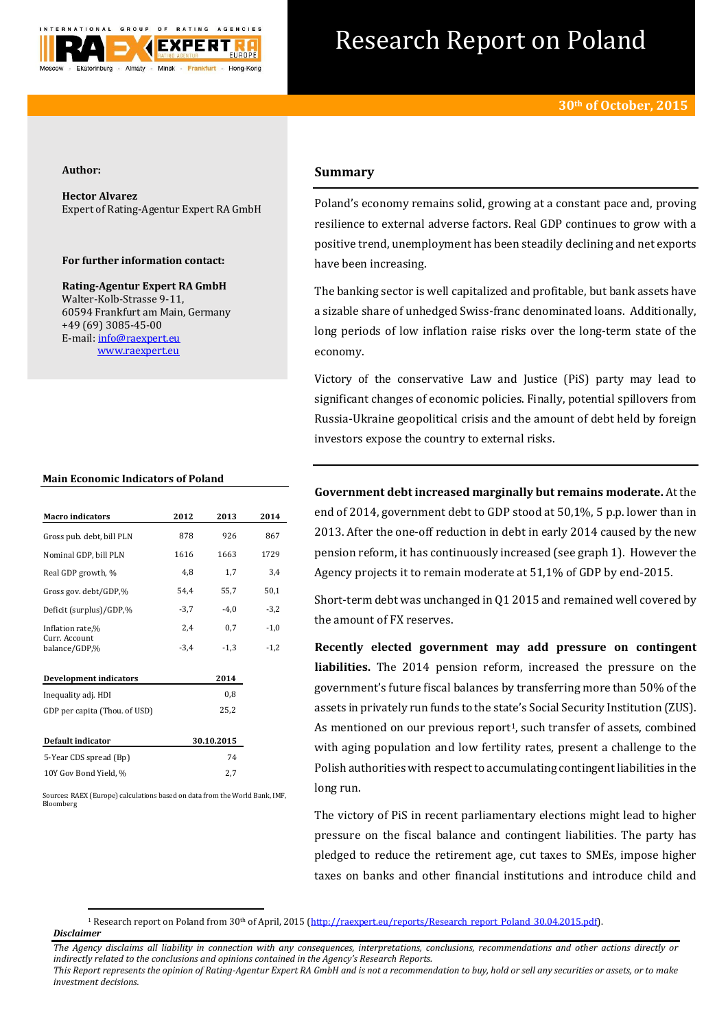# Research Report on Poland

**30th of October, 2015**

**Author:**

**Hector Alvarez**
Expert of Rating-Agentur Expert RA GmbH

**For further information contact:**

**Rating-Agentur Expert RA GmbH**
Walter-Kolb-Strasse 9-11,
60594 Frankfurt am Main, Germany
+49 (69) 3085-45-00
E-mail: info@raexpert.eu
www.raexpert.eu

## Summary

Poland's economy remains solid, growing at a constant pace and, proving resilience to external adverse factors. Real GDP continues to grow with a positive trend, unemployment has been steadily declining and net exports have been increasing.

The banking sector is well capitalized and profitable, but bank assets have a sizable share of unhedged Swiss-franc denominated loans. Additionally, long periods of low inflation raise risks over the long-term state of the economy.

Victory of the conservative Law and Justice (PiS) party may lead to significant changes of economic policies. Finally, potential spillovers from Russia-Ukraine geopolitical crisis and the amount of debt held by foreign investors expose the country to external risks.

**Main Economic Indicators of Poland**

| Macro indicators | 2012 | 2013 | 2014 |
|---|---|---|---|
| Gross pub. debt, bill PLN | 878 | 926 | 867 |
| Nominal GDP, bill PLN | 1616 | 1663 | 1729 |
| Real GDP growth, % | 4,8 | 1,7 | 3,4 |
| Gross gov. debt/GDP,% | 54,4 | 55,7 | 50,1 |
| Deficit (surplus)/GDP,% | -3,7 | -4,0 | -3,2 |
| Inflation rate,% | 2,4 | 0,7 | -1,0 |
| Curr. Account balance/GDP,% | -3,4 | -1,3 | -1,2 |

| Development indicators | 2014 |
|---|---|
| Inequality adj. HDI | 0,8 |
| GDP per capita (Thou. of USD) | 25,2 |

| Default indicator | 30.10.2015 |
|---|---|
| 5-Year CDS spread (Bp) | 74 |
| 10Y Gov Bond Yield, % | 2,7 |

Sources: RAEX (Europe) calculations based on data from the World Bank, IMF, Bloomberg

**Government debt increased marginally but remains moderate.** At the end of 2014, government debt to GDP stood at 50,1%, 5 p.p. lower than in 2013. After the one-off reduction in debt in early 2014 caused by the new pension reform, it has continuously increased (see graph 1). However the Agency projects it to remain moderate at 51,1% of GDP by end-2015.

Short-term debt was unchanged in Q1 2015 and remained well covered by the amount of FX reserves.

**Recently elected government may add pressure on contingent liabilities.** The 2014 pension reform, increased the pressure on the government's future fiscal balances by transferring more than 50% of the assets in privately run funds to the state's Social Security Institution (ZUS). As mentioned on our previous report[1], such transfer of assets, combined with aging population and low fertility rates, present a challenge to the Polish authorities with respect to accumulating contingent liabilities in the long run.

The victory of PiS in recent parliamentary elections might lead to higher pressure on the fiscal balance and contingent liabilities. The party has pledged to reduce the retirement age, cut taxes to SMEs, impose higher taxes on banks and other financial institutions and introduce child and

[1] Research report on Poland from 30th of April, 2015 (http://raexpert.eu/reports/Research_report_Poland_30.04.2015.pdf).

***Disclaimer***

*The Agency disclaims all liability in connection with any consequences, interpretations, conclusions, recommendations and other actions directly or indirectly related to the conclusions and opinions contained in the Agency's Research Reports.*
*This Report represents the opinion of Rating-Agentur Expert RA GmbH and is not a recommendation to buy, hold or sell any securities or assets, or to make investment decisions.*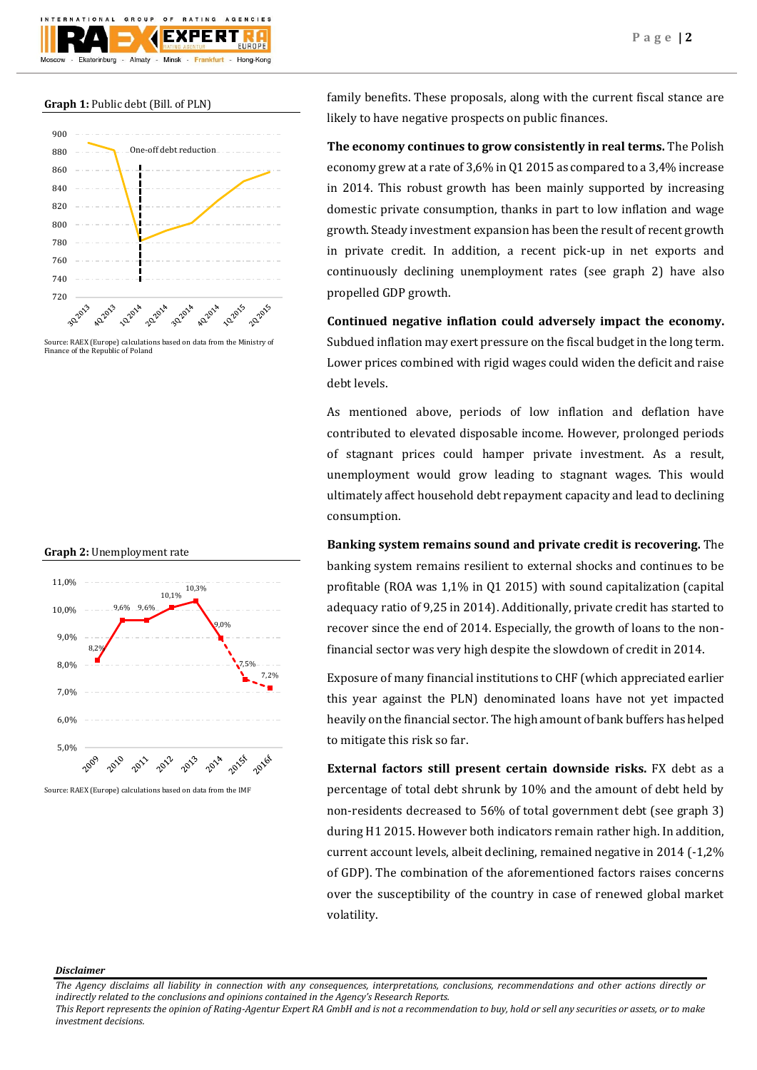**Graph 1:** Public debt (Bill. of PLN)

Source: RAEX (Europe) calculations based on data from the Ministry of Finance of the Republic of Poland

**Graph 2:** Unemployment rate

Source: RAEX (Europe) calculations based on data from the IMF

family benefits. These proposals, along with the current fiscal stance are likely to have negative prospects on public finances.

**The economy continues to grow consistently in real terms.** The Polish economy grew at a rate of 3,6% in Q1 2015 as compared to a 3,4% increase in 2014. This robust growth has been mainly supported by increasing domestic private consumption, thanks in part to low inflation and wage growth. Steady investment expansion has been the result of recent growth in private credit. In addition, a recent pick-up in net exports and continuously declining unemployment rates (see graph 2) have also propelled GDP growth.

**Continued negative inflation could adversely impact the economy.** Subdued inflation may exert pressure on the fiscal budget in the long term. Lower prices combined with rigid wages could widen the deficit and raise debt levels.

As mentioned above, periods of low inflation and deflation have contributed to elevated disposable income. However, prolonged periods of stagnant prices could hamper private investment. As a result, unemployment would grow leading to stagnant wages. This would ultimately affect household debt repayment capacity and lead to declining consumption.

**Banking system remains sound and private credit is recovering.** The banking system remains resilient to external shocks and continues to be profitable (ROA was 1,1% in Q1 2015) with sound capitalization (capital adequacy ratio of 9,25 in 2014). Additionally, private credit has started to recover since the end of 2014. Especially, the growth of loans to the non-financial sector was very high despite the slowdown of credit in 2014.

Exposure of many financial institutions to CHF (which appreciated earlier this year against the PLN) denominated loans have not yet impacted heavily on the financial sector. The high amount of bank buffers has helped to mitigate this risk so far.

**External factors still present certain downside risks.** FX debt as a percentage of total debt shrunk by 10% and the amount of debt held by non-residents decreased to 56% of total government debt (see graph 3) during H1 2015. However both indicators remain rather high. In addition, current account levels, albeit declining, remained negative in 2014 (-1,2% of GDP). The combination of the aforementioned factors raises concerns over the susceptibility of the country in case of renewed global market volatility.

***Disclaimer***

*The Agency disclaims all liability in connection with any consequences, interpretations, conclusions, recommendations and other actions directly or indirectly related to the conclusions and opinions contained in the Agency's Research Reports.*
*This Report represents the opinion of Rating-Agentur Expert RA GmbH and is not a recommendation to buy, hold or sell any securities or assets, or to make investment decisions.*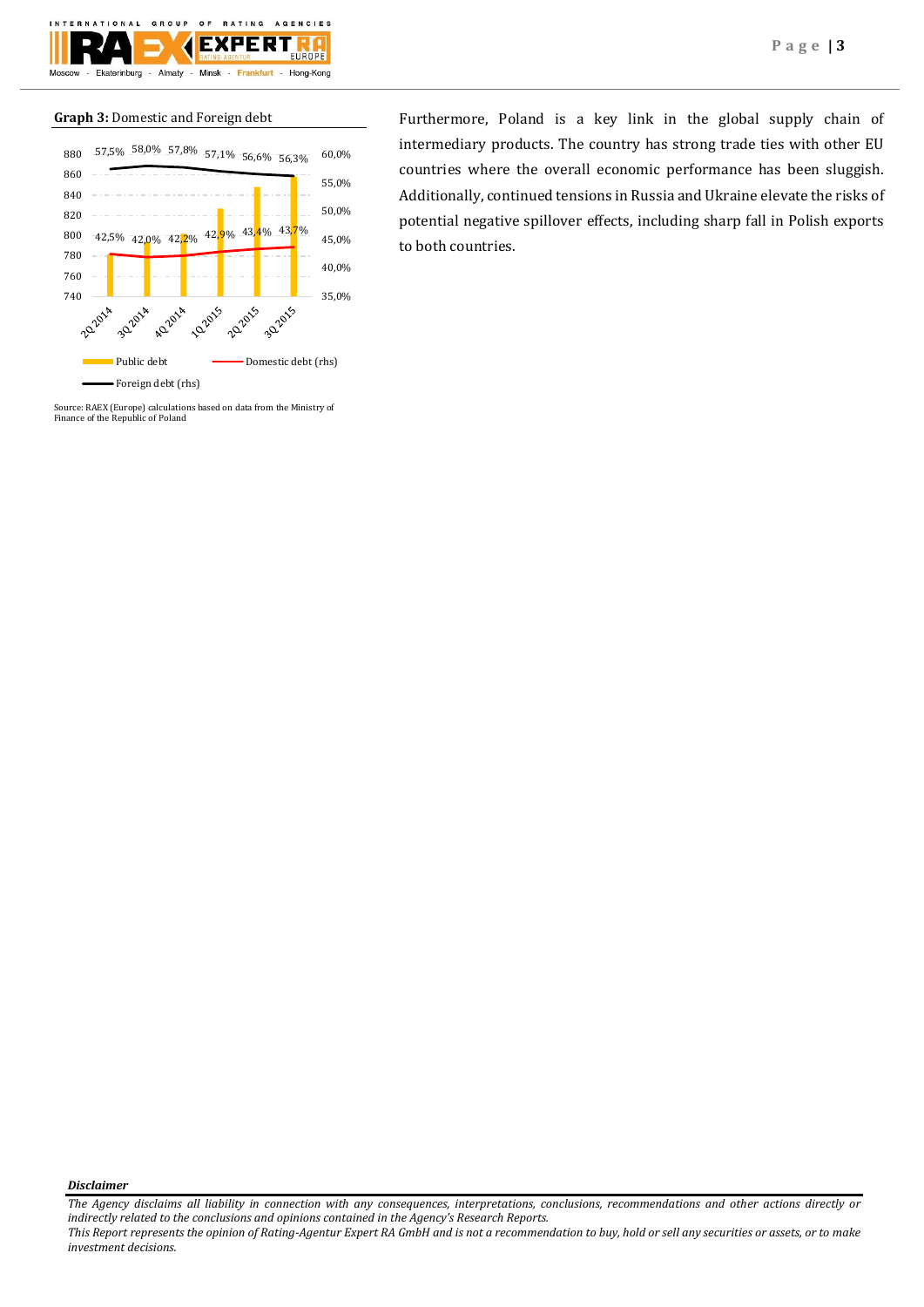**Graph 3:** Domestic and Foreign debt

880 860 840 820 800 780 760 740

60,0% 55,0% 50,0% 45,0% 40,0% 35,0%

57,5% 58,0% 57,8% 57,1% 56,6% 56,3%

42,5% 42,0% 42,2% 42,9% 43,4% 43,7%

2Q 2014 3Q 2014 4Q 2014 1Q 2015 2Q 2015 3Q 2015

Public debt

Domestic debt (rhs)

Foreign debt (rhs)

Source: RAEX (Europe) calculations based on data from the Ministry of Finance of the Republic of Poland

Furthermore, Poland is a key link in the global supply chain of intermediary products. The country has strong trade ties with other EU countries where the overall economic performance has been sluggish. Additionally, continued tensions in Russia and Ukraine elevate the risks of potential negative spillover effects, including sharp fall in Polish exports to both countries.

***Disclaimer***

*The Agency disclaims all liability in connection with any consequences, interpretations, conclusions, recommendations and other actions directly or indirectly related to the conclusions and opinions contained in the Agency's Research Reports.*

*This Report represents the opinion of Rating-Agentur Expert RA GmbH and is not a recommendation to buy, hold or sell any securities or assets, or to make investment decisions.*